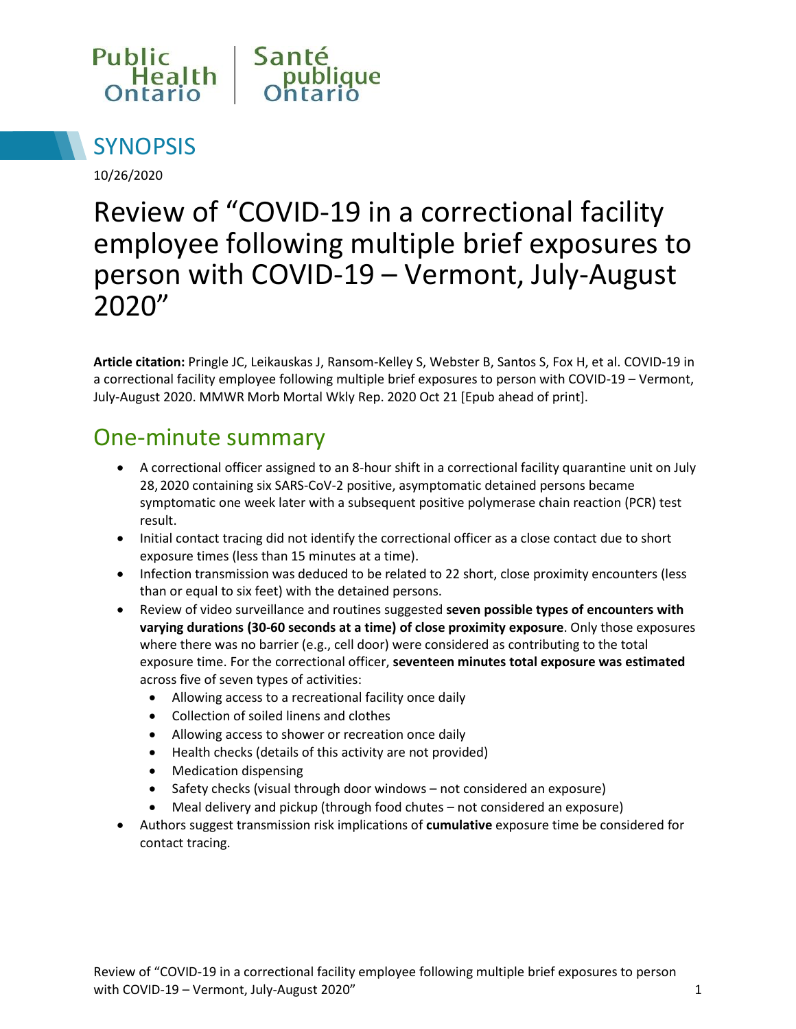Public Health Ontario | Santé publique Ontario

# SYNOPSIS

10/26/2020

# Review of "COVID-19 in a correctional facility employee following multiple brief exposures to person with COVID-19 – Vermont, July-August 2020"

**Article citation:** Pringle JC, Leikauskas J, Ransom-Kelley S, Webster B, Santos S, Fox H, et al. COVID-19 in a correctional facility employee following multiple brief exposures to person with COVID-19 – Vermont, July-August 2020. MMWR Morb Mortal Wkly Rep. 2020 Oct 21 [Epub ahead of print].

## One-minute summary

- A correctional officer assigned to an 8-hour shift in a correctional facility quarantine unit on July 28, 2020 containing six SARS-CoV-2 positive, asymptomatic detained persons became symptomatic one week later with a subsequent positive polymerase chain reaction (PCR) test result.
- Initial contact tracing did not identify the correctional officer as a close contact due to short exposure times (less than 15 minutes at a time).
- Infection transmission was deduced to be related to 22 short, close proximity encounters (less than or equal to six feet) with the detained persons.
- Review of video surveillance and routines suggested **seven possible types of encounters with varying durations (30-60 seconds at a time) of close proximity exposure**. Only those exposures where there was no barrier (e.g., cell door) were considered as contributing to the total exposure time. For the correctional officer, **seventeen minutes total exposure was estimated** across five of seven types of activities:
  - Allowing access to a recreational facility once daily
  - Collection of soiled linens and clothes
  - Allowing access to shower or recreation once daily
  - Health checks (details of this activity are not provided)
  - Medication dispensing
  - Safety checks (visual through door windows – not considered an exposure)
  - Meal delivery and pickup (through food chutes – not considered an exposure)
- Authors suggest transmission risk implications of **cumulative** exposure time be considered for contact tracing.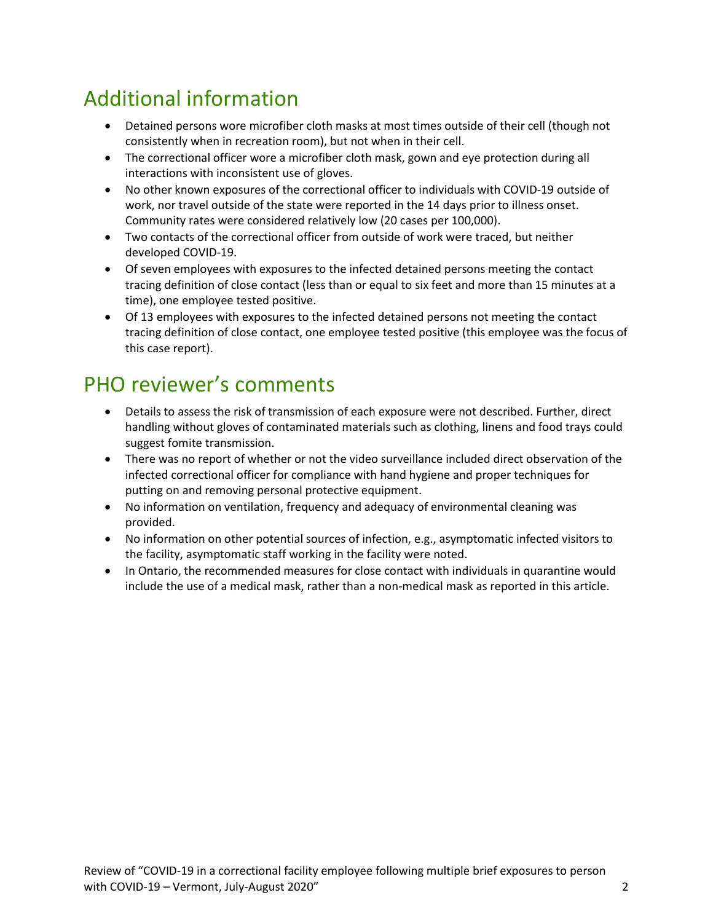## Additional information

- Detained persons wore microfiber cloth masks at most times outside of their cell (though not consistently when in recreation room), but not when in their cell.
- The correctional officer wore a microfiber cloth mask, gown and eye protection during all interactions with inconsistent use of gloves.
- No other known exposures of the correctional officer to individuals with COVID-19 outside of work, nor travel outside of the state were reported in the 14 days prior to illness onset. Community rates were considered relatively low (20 cases per 100,000).
- Two contacts of the correctional officer from outside of work were traced, but neither developed COVID-19.
- Of seven employees with exposures to the infected detained persons meeting the contact tracing definition of close contact (less than or equal to six feet and more than 15 minutes at a time), one employee tested positive.
- Of 13 employees with exposures to the infected detained persons not meeting the contact tracing definition of close contact, one employee tested positive (this employee was the focus of this case report).

## PHO reviewer's comments

- Details to assess the risk of transmission of each exposure were not described. Further, direct handling without gloves of contaminated materials such as clothing, linens and food trays could suggest fomite transmission.
- There was no report of whether or not the video surveillance included direct observation of the infected correctional officer for compliance with hand hygiene and proper techniques for putting on and removing personal protective equipment.
- No information on ventilation, frequency and adequacy of environmental cleaning was provided.
- No information on other potential sources of infection, e.g., asymptomatic infected visitors to the facility, asymptomatic staff working in the facility were noted.
- In Ontario, the recommended measures for close contact with individuals in quarantine would include the use of a medical mask, rather than a non-medical mask as reported in this article.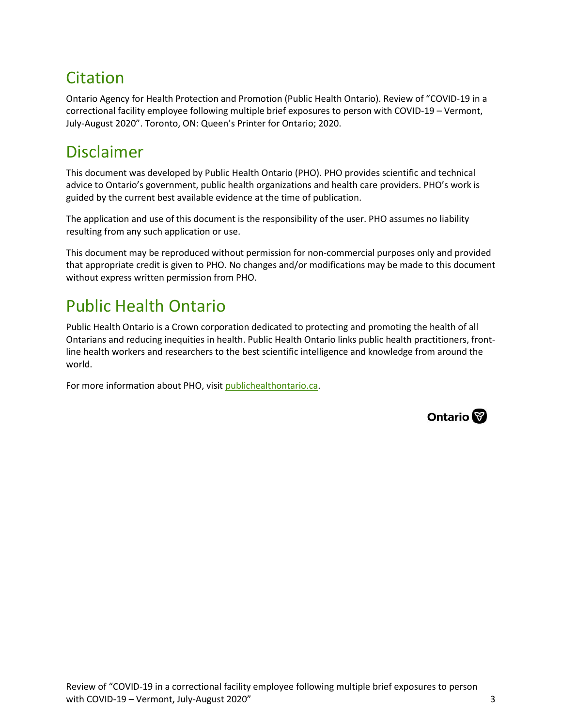# Citation

Ontario Agency for Health Protection and Promotion (Public Health Ontario). Review of "COVID-19 in a correctional facility employee following multiple brief exposures to person with COVID-19 – Vermont, July-August 2020". Toronto, ON: Queen's Printer for Ontario; 2020.

# Disclaimer

This document was developed by Public Health Ontario (PHO). PHO provides scientific and technical advice to Ontario's government, public health organizations and health care providers. PHO's work is guided by the current best available evidence at the time of publication.

The application and use of this document is the responsibility of the user. PHO assumes no liability resulting from any such application or use.

This document may be reproduced without permission for non-commercial purposes only and provided that appropriate credit is given to PHO. No changes and/or modifications may be made to this document without express written permission from PHO.

# Public Health Ontario

Public Health Ontario is a Crown corporation dedicated to protecting and promoting the health of all Ontarians and reducing inequities in health. Public Health Ontario links public health practitioners, front-line health workers and researchers to the best scientific intelligence and knowledge from around the world.

For more information about PHO, visit publichealthontario.ca.

Ontario